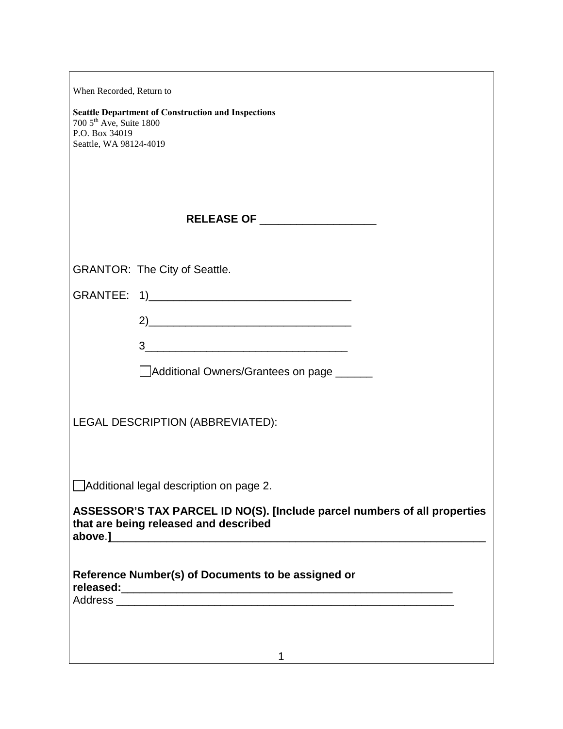When Recorded, Return to

**Seattle Department of Construction and Inspections**
700 5th Ave, Suite 1800
P.O. Box 34019
Seattle, WA 98124-4019

# RELEASE OF ___________________

GRANTOR: The City of Seattle.

GRANTEE: 1)________________________________

2)________________________________

3________________________________

☐ Additional Owners/Grantees on page ______

LEGAL DESCRIPTION (ABBREVIATED):

☐ Additional legal description on page 2.

**ASSESSOR'S TAX PARCEL ID NO(S). [Include parcel numbers of all properties that are being released and described above.]**____________________________________________________________

**Reference Number(s) of Documents to be assigned or released:**_______________________________________________________
Address _______________________________________________________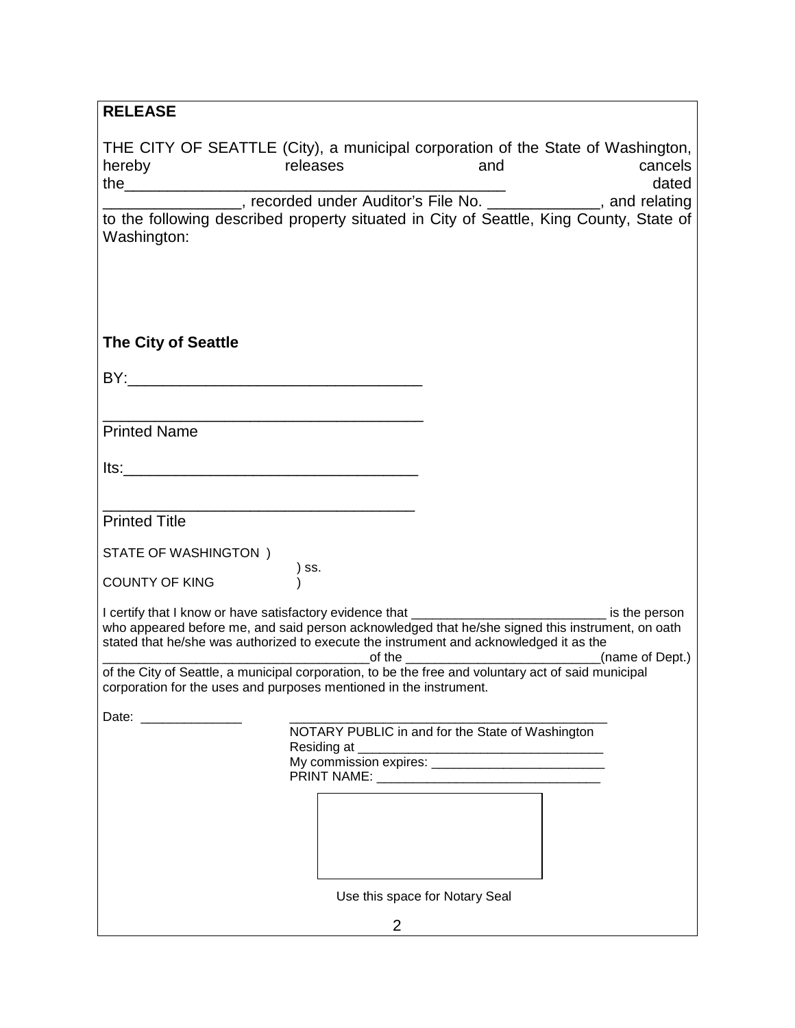## RELEASE

THE CITY OF SEATTLE (City), a municipal corporation of the State of Washington, hereby releases and cancels the_____________________________________________ dated ________________, recorded under Auditor's File No. _____________, and relating to the following described property situated in City of Seattle, King County, State of Washington:

**The City of Seattle**

BY:___________________________________

_____________________________________
Printed Name

Its:___________________________________

_____________________________________
Printed Title

STATE OF WASHINGTON )
) ss.
COUNTY OF KING )

I certify that I know or have satisfactory evidence that ___________________________ is the person who appeared before me, and said person acknowledged that he/she signed this instrument, on oath stated that he/she was authorized to execute the instrument and acknowledged it as the ____________________________________of the __________________________(name of Dept.) of the City of Seattle, a municipal corporation, to be the free and voluntary act of said municipal corporation for the uses and purposes mentioned in the instrument.

Date: ______________

_____________________________________________
NOTARY PUBLIC in and for the State of Washington
Residing at ___________________________________
My commission expires: _________________________
PRINT NAME: _______________________________

Use this space for Notary Seal